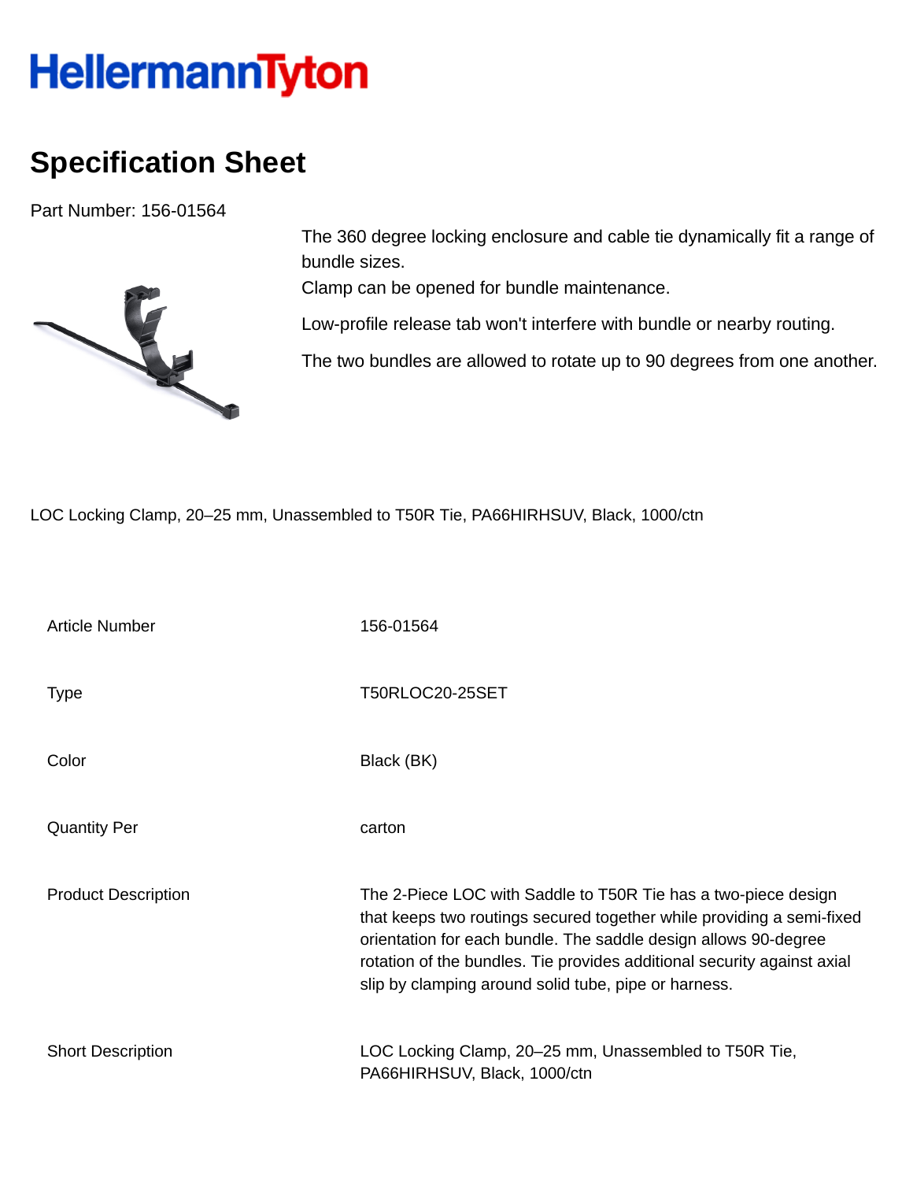HellermannTyton

# Specification Sheet

Part Number: 156-01564

The 360 degree locking enclosure and cable tie dynamically fit a range of bundle sizes.

Clamp can be opened for bundle maintenance.

Low-profile release tab won't interfere with bundle or nearby routing.

The two bundles are allowed to rotate up to 90 degrees from one another.

LOC Locking Clamp, 20–25 mm, Unassembled to T50R Tie, PA66HIRHSUV, Black, 1000/ctn

| | |
|---|---|
| Article Number | 156-01564 |
| Type | T50RLOC20-25SET |
| Color | Black (BK) |
| Quantity Per | carton |
| Product Description | The 2-Piece LOC with Saddle to T50R Tie has a two-piece design that keeps two routings secured together while providing a semi-fixed orientation for each bundle. The saddle design allows 90-degree rotation of the bundles. Tie provides additional security against axial slip by clamping around solid tube, pipe or harness. |
| Short Description | LOC Locking Clamp, 20–25 mm, Unassembled to T50R Tie, PA66HIRHSUV, Black, 1000/ctn |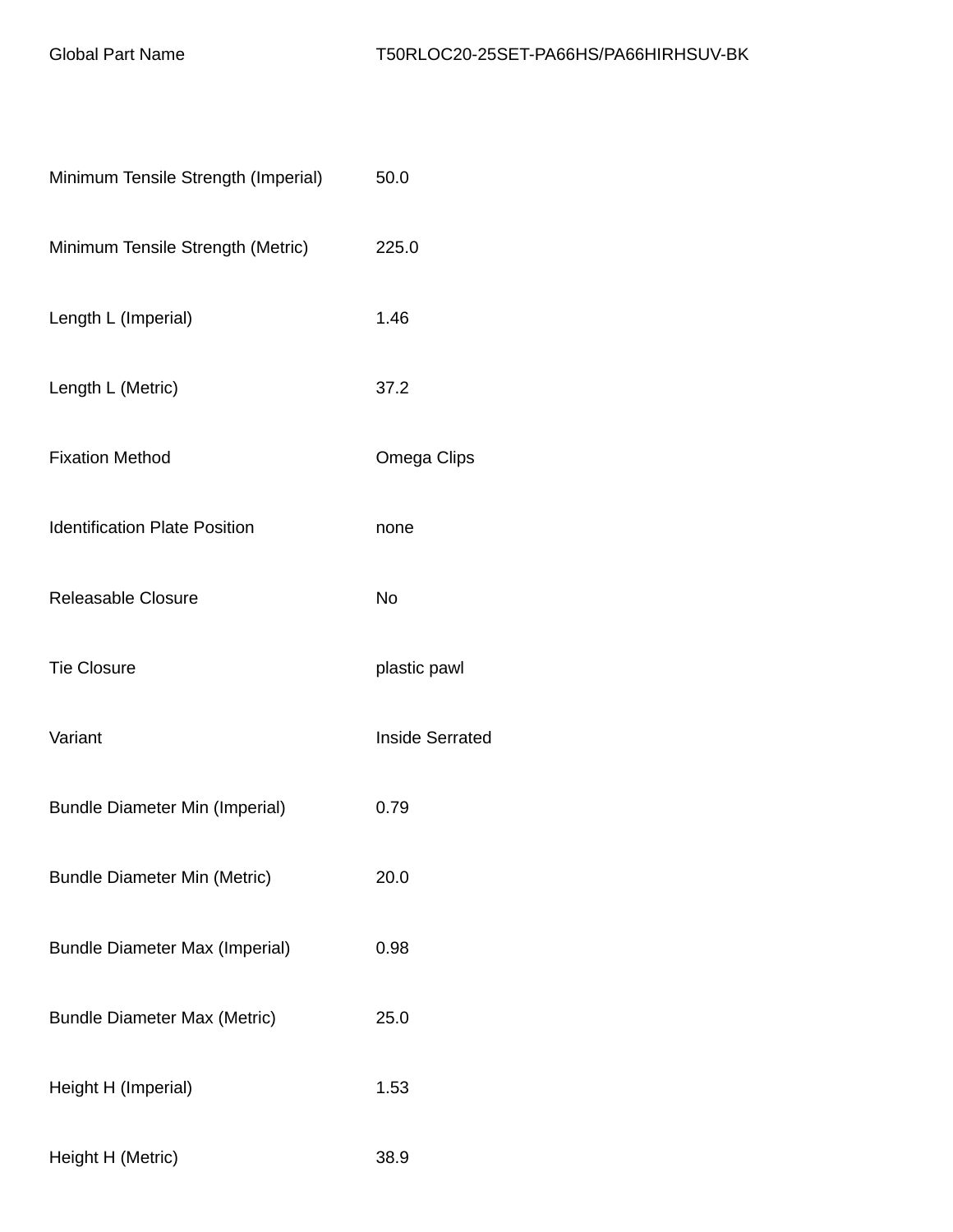| Global Part Name | T50RLOC20-25SET-PA66HS/PA66HIRHSUV-BK |
| --- | --- |
| Minimum Tensile Strength (Imperial) | 50.0 |
| Minimum Tensile Strength (Metric) | 225.0 |
| Length L (Imperial) | 1.46 |
| Length L (Metric) | 37.2 |
| Fixation Method | Omega Clips |
| Identification Plate Position | none |
| Releasable Closure | No |
| Tie Closure | plastic pawl |
| Variant | Inside Serrated |
| Bundle Diameter Min (Imperial) | 0.79 |
| Bundle Diameter Min (Metric) | 20.0 |
| Bundle Diameter Max (Imperial) | 0.98 |
| Bundle Diameter Max (Metric) | 25.0 |
| Height H (Imperial) | 1.53 |
| Height H (Metric) | 38.9 |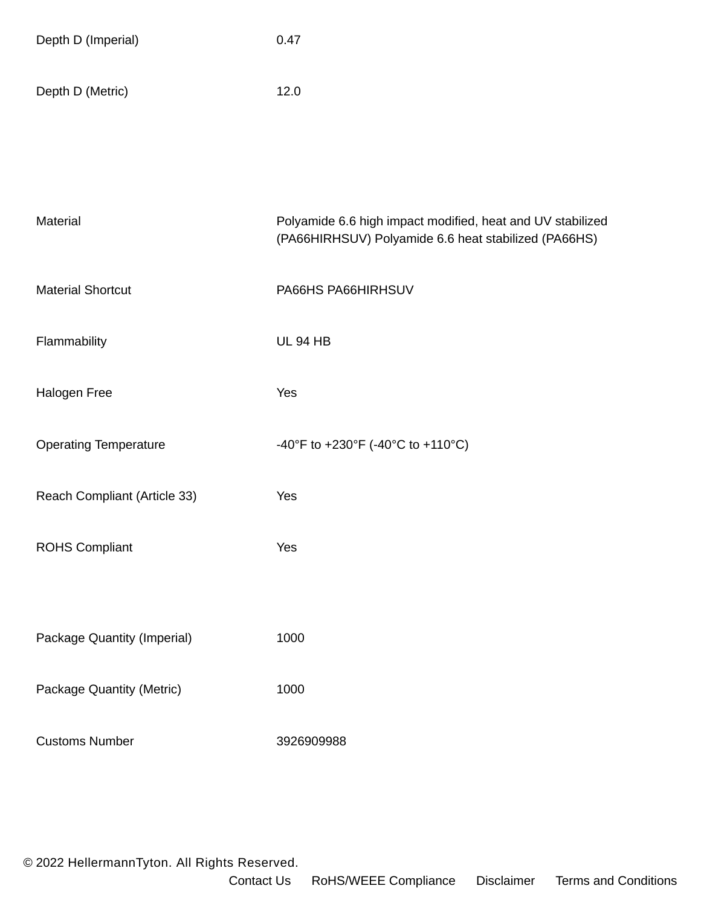| | |
|---|---|
| Depth D (Imperial) | 0.47 |
| Depth D (Metric) | 12.0 |

| | |
|---|---|
| Material | Polyamide 6.6 high impact modified, heat and UV stabilized (PA66HIRHSUV) Polyamide 6.6 heat stabilized (PA66HS) |
| Material Shortcut | PA66HS PA66HIRHSUV |
| Flammability | UL 94 HB |
| Halogen Free | Yes |
| Operating Temperature | -40°F to +230°F (-40°C to +110°C) |
| Reach Compliant (Article 33) | Yes |
| ROHS Compliant | Yes |

| | |
|---|---|
| Package Quantity (Imperial) | 1000 |
| Package Quantity (Metric) | 1000 |
| Customs Number | 3926909988 |

© 2022 HellermannTyton. All Rights Reserved.

Contact Us RoHS/WEEE Compliance Disclaimer Terms and Conditions